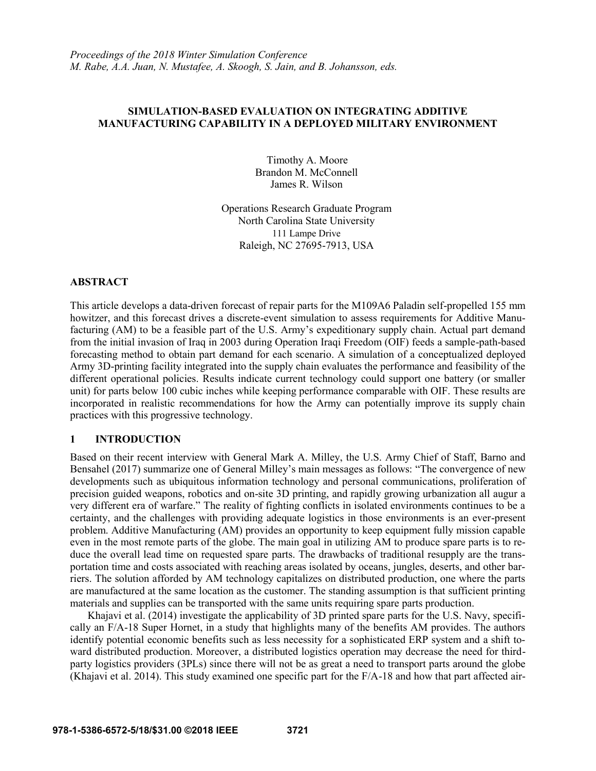*Proceedings of the 2018 Winter Simulation Conference*
*M. Rabe, A.A. Juan, N. Mustafee, A. Skoogh, S. Jain, and B. Johansson, eds.*

# SIMULATION-BASED EVALUATION ON INTEGRATING ADDITIVE MANUFACTURING CAPABILITY IN A DEPLOYED MILITARY ENVIRONMENT

Timothy A. Moore
Brandon M. McConnell
James R. Wilson

Operations Research Graduate Program
North Carolina State University
111 Lampe Drive
Raleigh, NC 27695-7913, USA

## ABSTRACT

This article develops a data-driven forecast of repair parts for the M109A6 Paladin self-propelled 155 mm howitzer, and this forecast drives a discrete-event simulation to assess requirements for Additive Manufacturing (AM) to be a feasible part of the U.S. Army's expeditionary supply chain. Actual part demand from the initial invasion of Iraq in 2003 during Operation Iraqi Freedom (OIF) feeds a sample-path-based forecasting method to obtain part demand for each scenario. A simulation of a conceptualized deployed Army 3D-printing facility integrated into the supply chain evaluates the performance and feasibility of the different operational policies. Results indicate current technology could support one battery (or smaller unit) for parts below 100 cubic inches while keeping performance comparable with OIF. These results are incorporated in realistic recommendations for how the Army can potentially improve its supply chain practices with this progressive technology.

## 1 INTRODUCTION

Based on their recent interview with General Mark A. Milley, the U.S. Army Chief of Staff, Barno and Bensahel (2017) summarize one of General Milley's main messages as follows: "The convergence of new developments such as ubiquitous information technology and personal communications, proliferation of precision guided weapons, robotics and on-site 3D printing, and rapidly growing urbanization all augur a very different era of warfare." The reality of fighting conflicts in isolated environments continues to be a certainty, and the challenges with providing adequate logistics in those environments is an ever-present problem. Additive Manufacturing (AM) provides an opportunity to keep equipment fully mission capable even in the most remote parts of the globe. The main goal in utilizing AM to produce spare parts is to reduce the overall lead time on requested spare parts. The drawbacks of traditional resupply are the transportation time and costs associated with reaching areas isolated by oceans, jungles, deserts, and other barriers. The solution afforded by AM technology capitalizes on distributed production, one where the parts are manufactured at the same location as the customer. The standing assumption is that sufficient printing materials and supplies can be transported with the same units requiring spare parts production.

Khajavi et al. (2014) investigate the applicability of 3D printed spare parts for the U.S. Navy, specifically an F/A-18 Super Hornet, in a study that highlights many of the benefits AM provides. The authors identify potential economic benefits such as less necessity for a sophisticated ERP system and a shift toward distributed production. Moreover, a distributed logistics operation may decrease the need for third-party logistics providers (3PLs) since there will not be as great a need to transport parts around the globe (Khajavi et al. 2014). This study examined one specific part for the F/A-18 and how that part affected air-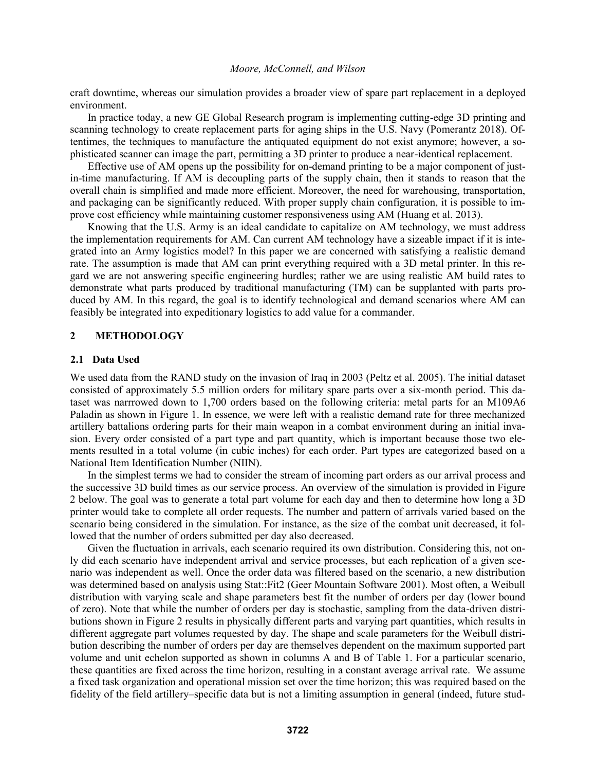craft downtime, whereas our simulation provides a broader view of spare part replacement in a deployed environment.

In practice today, a new GE Global Research program is implementing cutting-edge 3D printing and scanning technology to create replacement parts for aging ships in the U.S. Navy (Pomerantz 2018). Oftentimes, the techniques to manufacture the antiquated equipment do not exist anymore; however, a sophisticated scanner can image the part, permitting a 3D printer to produce a near-identical replacement.

Effective use of AM opens up the possibility for on-demand printing to be a major component of just-in-time manufacturing. If AM is decoupling parts of the supply chain, then it stands to reason that the overall chain is simplified and made more efficient. Moreover, the need for warehousing, transportation, and packaging can be significantly reduced. With proper supply chain configuration, it is possible to improve cost efficiency while maintaining customer responsiveness using AM (Huang et al. 2013).

Knowing that the U.S. Army is an ideal candidate to capitalize on AM technology, we must address the implementation requirements for AM. Can current AM technology have a sizeable impact if it is integrated into an Army logistics model? In this paper we are concerned with satisfying a realistic demand rate. The assumption is made that AM can print everything required with a 3D metal printer. In this regard we are not answering specific engineering hurdles; rather we are using realistic AM build rates to demonstrate what parts produced by traditional manufacturing (TM) can be supplanted with parts produced by AM. In this regard, the goal is to identify technological and demand scenarios where AM can feasibly be integrated into expeditionary logistics to add value for a commander.

## 2 METHODOLOGY

### 2.1 Data Used

We used data from the RAND study on the invasion of Iraq in 2003 (Peltz et al. 2005). The initial dataset consisted of approximately 5.5 million orders for military spare parts over a six-month period. This dataset was narrrowed down to 1,700 orders based on the following criteria: metal parts for an M109A6 Paladin as shown in Figure 1. In essence, we were left with a realistic demand rate for three mechanized artillery battalions ordering parts for their main weapon in a combat environment during an initial invasion. Every order consisted of a part type and part quantity, which is important because those two elements resulted in a total volume (in cubic inches) for each order. Part types are categorized based on a National Item Identification Number (NIIN).

In the simplest terms we had to consider the stream of incoming part orders as our arrival process and the successive 3D build times as our service process. An overview of the simulation is provided in Figure 2 below. The goal was to generate a total part volume for each day and then to determine how long a 3D printer would take to complete all order requests. The number and pattern of arrivals varied based on the scenario being considered in the simulation. For instance, as the size of the combat unit decreased, it followed that the number of orders submitted per day also decreased.

Given the fluctuation in arrivals, each scenario required its own distribution. Considering this, not only did each scenario have independent arrival and service processes, but each replication of a given scenario was independent as well. Once the order data was filtered based on the scenario, a new distribution was determined based on analysis using Stat::Fit2 (Geer Mountain Software 2001). Most often, a Weibull distribution with varying scale and shape parameters best fit the number of orders per day (lower bound of zero). Note that while the number of orders per day is stochastic, sampling from the data-driven distributions shown in Figure 2 results in physically different parts and varying part quantities, which results in different aggregate part volumes requested by day. The shape and scale parameters for the Weibull distribution describing the number of orders per day are themselves dependent on the maximum supported part volume and unit echelon supported as shown in columns A and B of Table 1. For a particular scenario, these quantities are fixed across the time horizon, resulting in a constant average arrival rate. We assume a fixed task organization and operational mission set over the time horizon; this was required based on the fidelity of the field artillery–specific data but is not a limiting assumption in general (indeed, future stud-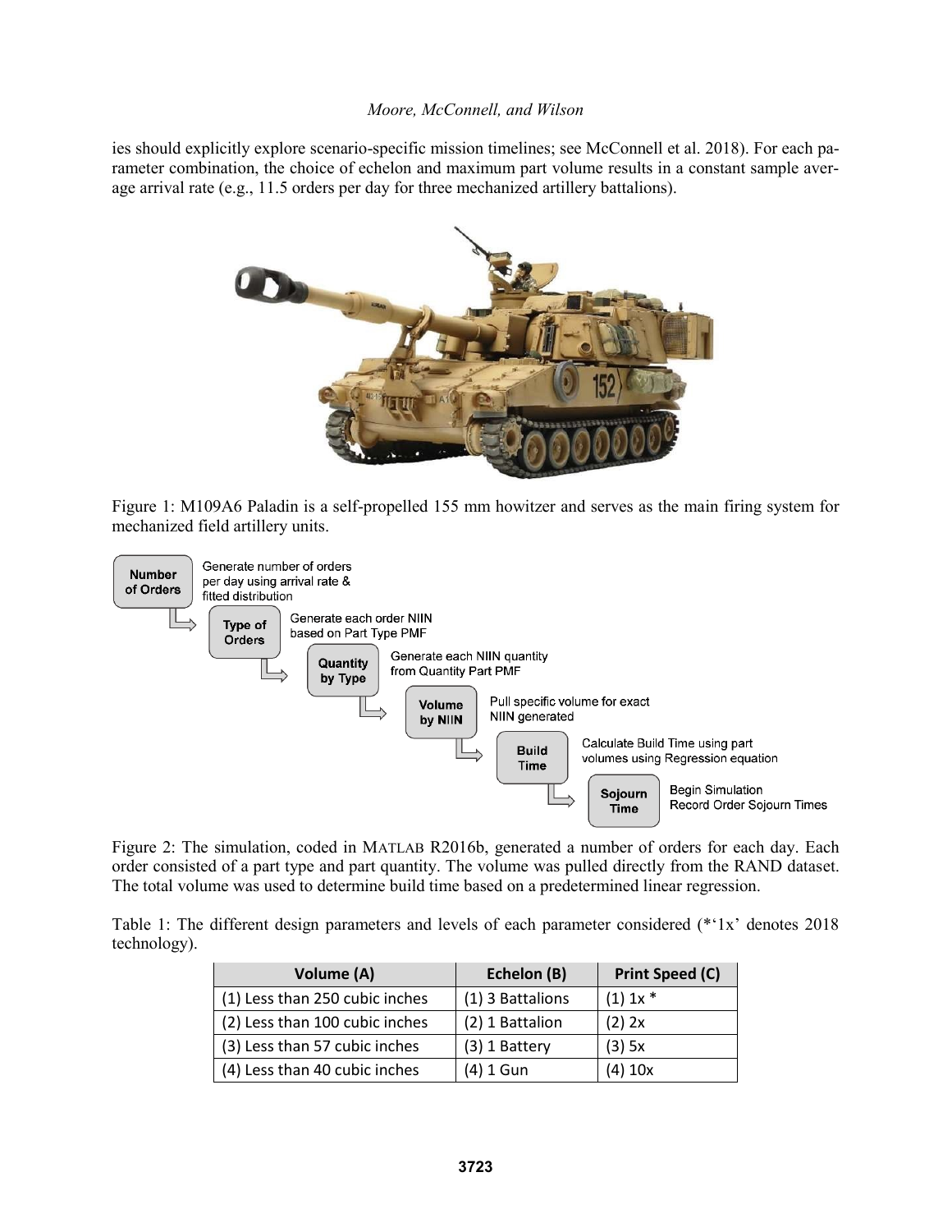ies should explicitly explore scenario-specific mission timelines; see McConnell et al. 2018). For each parameter combination, the choice of echelon and maximum part volume results in a constant sample average arrival rate (e.g., 11.5 orders per day for three mechanized artillery battalions).

Figure 1: M109A6 Paladin is a self-propelled 155 mm howitzer and serves as the main firing system for mechanized field artillery units.

Number of Orders — Generate number of orders per day using arrival rate & fitted distribution

Type of Orders — Generate each order NIIN based on Part Type PMF

Quantity by Type — Generate each NIIN quantity from Quantity Part PMF

Volume by NIIN — Pull specific volume for exact NIIN generated

Build Time — Calculate Build Time using part volumes using Regression equation

Sojourn Time — Begin Simulation Record Order Sojourn Times

Figure 2: The simulation, coded in MATLAB R2016b, generated a number of orders for each day. Each order consisted of a part type and part quantity. The volume was pulled directly from the RAND dataset. The total volume was used to determine build time based on a predetermined linear regression.

Table 1: The different design parameters and levels of each parameter considered (*'1x' denotes 2018 technology).

| Volume (A) | Echelon (B) | Print Speed (C) |
|---|---|---|
| (1) Less than 250 cubic inches | (1) 3 Battalions | (1) 1x * |
| (2) Less than 100 cubic inches | (2) 1 Battalion | (2) 2x |
| (3) Less than 57 cubic inches | (3) 1 Battery | (3) 5x |
| (4) Less than 40 cubic inches | (4) 1 Gun | (4) 10x |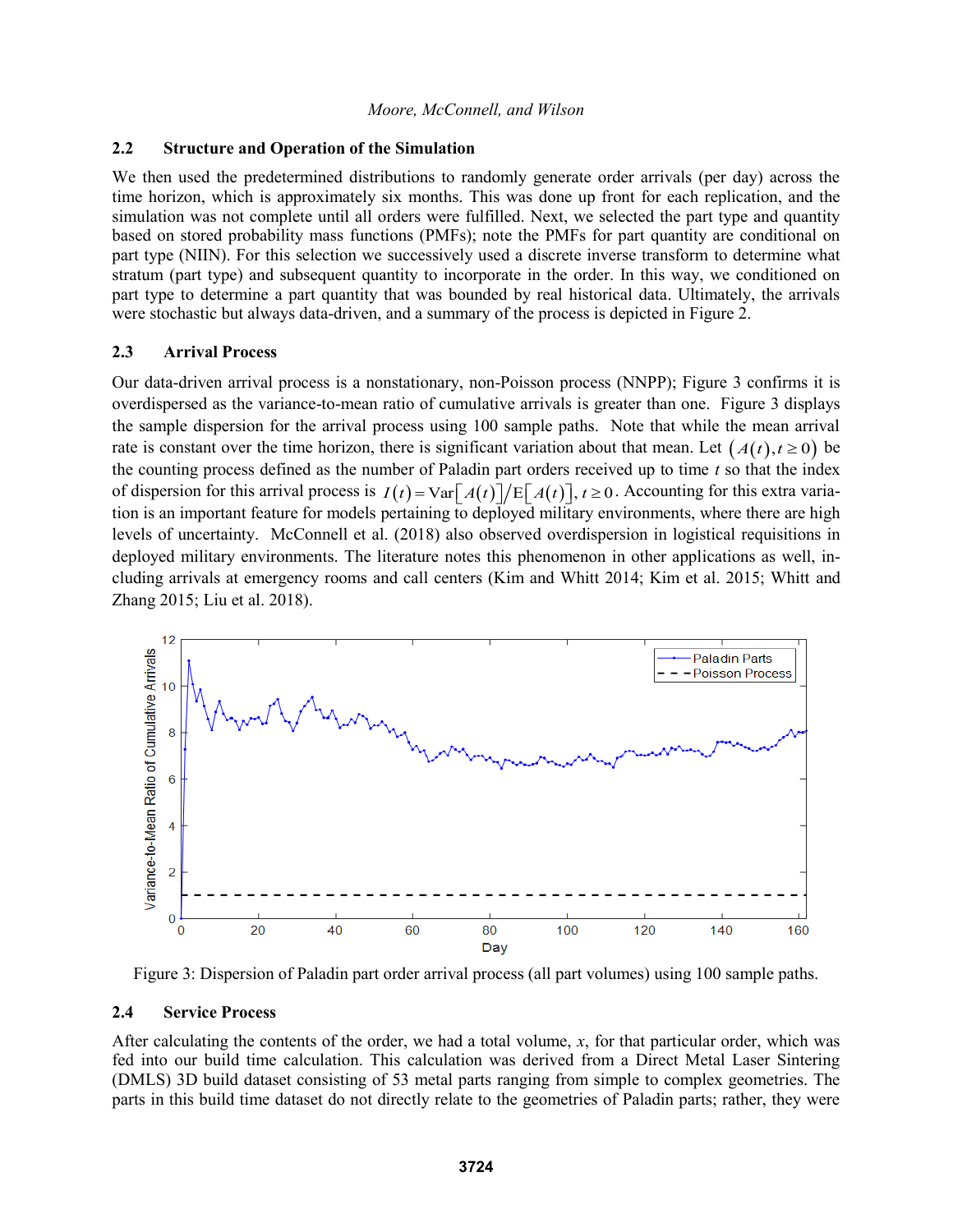### 2.2 Structure and Operation of the Simulation

We then used the predetermined distributions to randomly generate order arrivals (per day) across the time horizon, which is approximately six months. This was done up front for each replication, and the simulation was not complete until all orders were fulfilled. Next, we selected the part type and quantity based on stored probability mass functions (PMFs); note the PMFs for part quantity are conditional on part type (NIIN). For this selection we successively used a discrete inverse transform to determine what stratum (part type) and subsequent quantity to incorporate in the order. In this way, we conditioned on part type to determine a part quantity that was bounded by real historical data. Ultimately, the arrivals were stochastic but always data-driven, and a summary of the process is depicted in Figure 2.

### 2.3 Arrival Process

Our data-driven arrival process is a nonstationary, non-Poisson process (NNPP); Figure 3 confirms it is overdispersed as the variance-to-mean ratio of cumulative arrivals is greater than one. Figure 3 displays the sample dispersion for the arrival process using 100 sample paths. Note that while the mean arrival rate is constant over the time horizon, there is significant variation about that mean. Let $\left(A(t), t \geq 0\right)$ be the counting process defined as the number of Paladin part orders received up to time $t$ so that the index of dispersion for this arrival process is $I(t) = \mathrm{Var}\left[A(t)\right] / \mathrm{E}\left[A(t)\right], t \geq 0$. Accounting for this extra variation is an important feature for models pertaining to deployed military environments, where there are high levels of uncertainty. McConnell et al. (2018) also observed overdispersion in logistical requisitions in deployed military environments. The literature notes this phenomenon in other applications as well, including arrivals at emergency rooms and call centers (Kim and Whitt 2014; Kim et al. 2015; Whitt and Zhang 2015; Liu et al. 2018).

Variance-to-Mean Ratio of Cumulative Arrivals
0 2 4 6 8 10 12
Day
0 20 40 60 80 100 120 140 160
Paladin Parts
Poisson Process

Figure 3: Dispersion of Paladin part order arrival process (all part volumes) using 100 sample paths.

### 2.4 Service Process

After calculating the contents of the order, we had a total volume, $x$, for that particular order, which was fed into our build time calculation. This calculation was derived from a Direct Metal Laser Sintering (DMLS) 3D build dataset consisting of 53 metal parts ranging from simple to complex geometries. The parts in this build time dataset do not directly relate to the geometries of Paladin parts; rather, they were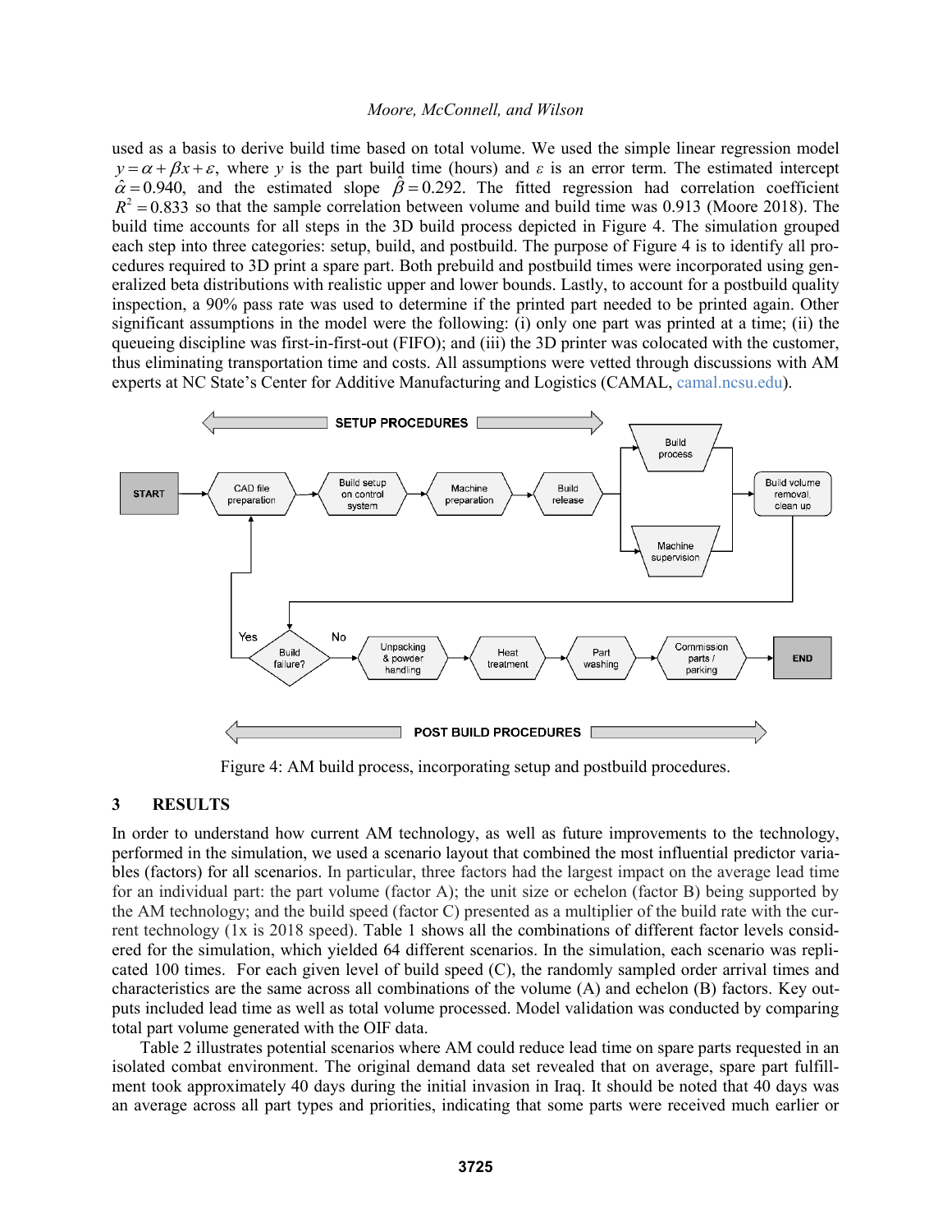used as a basis to derive build time based on total volume. We used the simple linear regression model $y = \alpha + \beta x + \varepsilon$, where $y$ is the part build time (hours) and $\varepsilon$ is an error term. The estimated intercept $\hat{\alpha} = 0.940$, and the estimated slope $\hat{\beta} = 0.292$. The fitted regression had correlation coefficient $R^2 = 0.833$ so that the sample correlation between volume and build time was 0.913 (Moore 2018). The build time accounts for all steps in the 3D build process depicted in Figure 4. The simulation grouped each step into three categories: setup, build, and postbuild. The purpose of Figure 4 is to identify all procedures required to 3D print a spare part. Both prebuild and postbuild times were incorporated using generalized beta distributions with realistic upper and lower bounds. Lastly, to account for a postbuild quality inspection, a 90% pass rate was used to determine if the printed part needed to be printed again. Other significant assumptions in the model were the following: (i) only one part was printed at a time; (ii) the queueing discipline was first-in-first-out (FIFO); and (iii) the 3D printer was colocated with the customer, thus eliminating transportation time and costs. All assumptions were vetted through discussions with AM experts at NC State's Center for Additive Manufacturing and Logistics (CAMAL, camal.ncsu.edu).

SETUP PROCEDURES

START

CAD file preparation

Build setup on control system

Machine preparation

Build release

Build process

Machine supervision

Build volume removal, clean up

Build failure?

Yes

No

Unpacking & powder handling

Heat treatment

Part washing

Commission parts / parking

END

POST BUILD PROCEDURES

Figure 4: AM build process, incorporating setup and postbuild procedures.

## 3 RESULTS

In order to understand how current AM technology, as well as future improvements to the technology, performed in the simulation, we used a scenario layout that combined the most influential predictor variables (factors) for all scenarios. In particular, three factors had the largest impact on the average lead time for an individual part: the part volume (factor A); the unit size or echelon (factor B) being supported by the AM technology; and the build speed (factor C) presented as a multiplier of the build rate with the current technology (1x is 2018 speed). Table 1 shows all the combinations of different factor levels considered for the simulation, which yielded 64 different scenarios. In the simulation, each scenario was replicated 100 times. For each given level of build speed (C), the randomly sampled order arrival times and characteristics are the same across all combinations of the volume (A) and echelon (B) factors. Key outputs included lead time as well as total volume processed. Model validation was conducted by comparing total part volume generated with the OIF data.

Table 2 illustrates potential scenarios where AM could reduce lead time on spare parts requested in an isolated combat environment. The original demand data set revealed that on average, spare part fulfillment took approximately 40 days during the initial invasion in Iraq. It should be noted that 40 days was an average across all part types and priorities, indicating that some parts were received much earlier or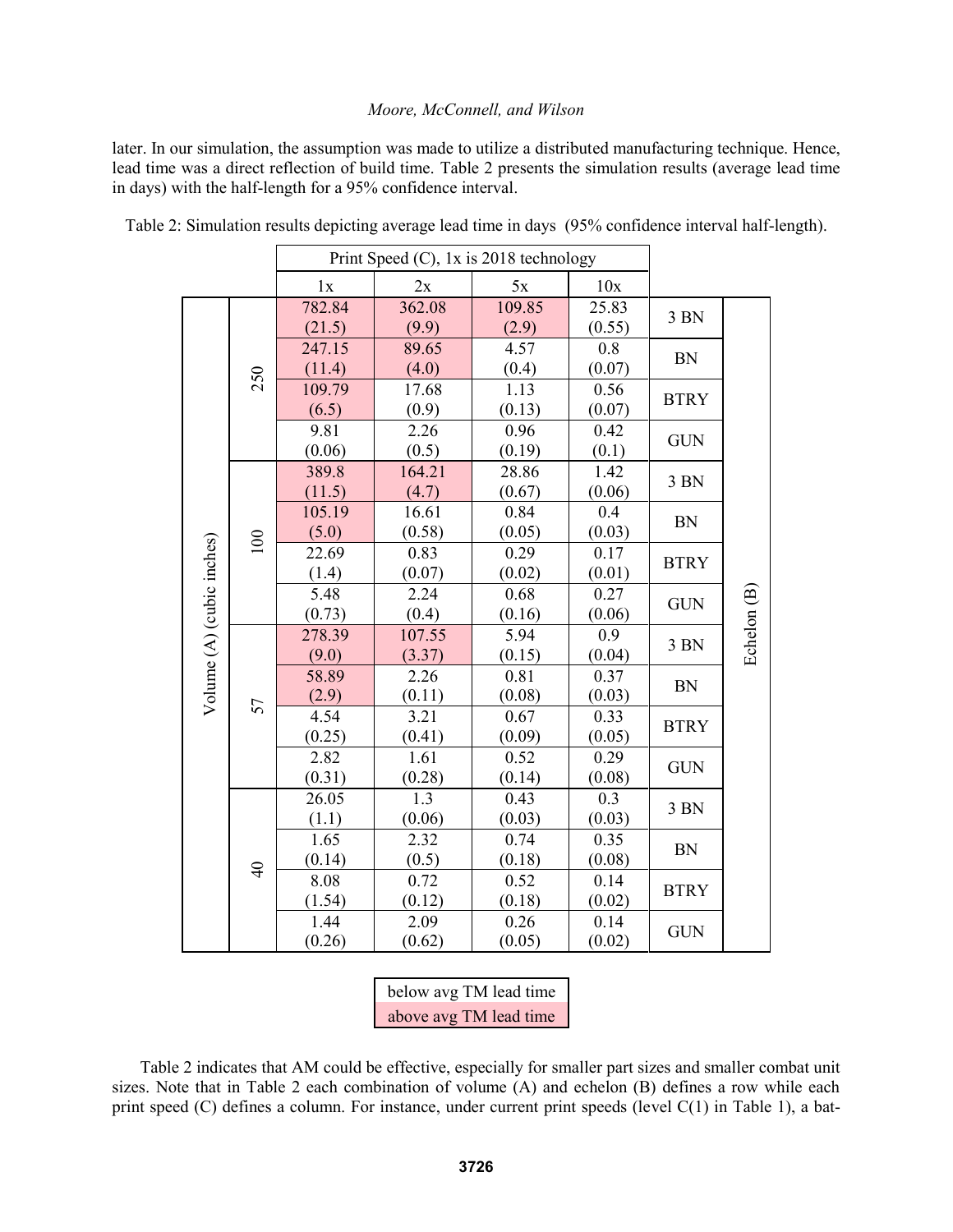later. In our simulation, the assumption was made to utilize a distributed manufacturing technique. Hence, lead time was a direct reflection of build time. Table 2 presents the simulation results (average lead time in days) with the half-length for a 95% confidence interval.

Table 2: Simulation results depicting average lead time in days (95% confidence interval half-length).

| Volume (A) (cubic inches) | Echelon (B) | Print Speed (C), 1x is 2018 technology: 1x | 2x | 5x | 10x |
|---|---|---|---|---|---|
| 250 | 3 BN | 782.84 (21.5) | 362.08 (9.9) | 109.85 (2.9) | 25.83 (0.55) |
| 250 | BN | 247.15 (11.4) | 89.65 (4.0) | 4.57 (0.4) | 0.8 (0.07) |
| 250 | BTRY | 109.79 (6.5) | 17.68 (0.9) | 1.13 (0.13) | 0.56 (0.07) |
| 250 | GUN | 9.81 (0.06) | 2.26 (0.5) | 0.96 (0.19) | 0.42 (0.1) |
| 100 | 3 BN | 389.8 (11.5) | 164.21 (4.7) | 28.86 (0.67) | 1.42 (0.06) |
| 100 | BN | 105.19 (5.0) | 16.61 (0.58) | 0.84 (0.05) | 0.4 (0.03) |
| 100 | BTRY | 22.69 (1.4) | 0.83 (0.07) | 0.29 (0.02) | 0.17 (0.01) |
| 100 | GUN | 5.48 (0.73) | 2.24 (0.4) | 0.68 (0.16) | 0.27 (0.06) |
| 57 | 3 BN | 278.39 (9.0) | 107.55 (3.37) | 5.94 (0.15) | 0.9 (0.04) |
| 57 | BN | 58.89 (2.9) | 2.26 (0.11) | 0.81 (0.08) | 0.37 (0.03) |
| 57 | BTRY | 4.54 (0.25) | 3.21 (0.41) | 0.67 (0.09) | 0.33 (0.05) |
| 57 | GUN | 2.82 (0.31) | 1.61 (0.28) | 0.52 (0.14) | 0.29 (0.08) |
| 40 | 3 BN | 26.05 (1.1) | 1.3 (0.06) | 0.43 (0.03) | 0.3 (0.03) |
| 40 | BN | 1.65 (0.14) | 2.32 (0.5) | 0.74 (0.18) | 0.35 (0.08) |
| 40 | BTRY | 8.08 (1.54) | 0.72 (0.12) | 0.52 (0.18) | 0.14 (0.02) |
| 40 | GUN | 1.44 (0.26) | 2.09 (0.62) | 0.26 (0.05) | 0.14 (0.02) |

Legend: below avg TM lead time (unshaded); above avg TM lead time (shaded). Shaded cells: 250/3 BN at 1x, 2x, 5x; 250/BN at 1x, 2x; 250/BTRY at 1x; 100/3 BN at 1x, 2x; 100/BN at 1x; 57/3 BN at 1x, 2x; 57/BN at 1x.

Table 2 indicates that AM could be effective, especially for smaller part sizes and smaller combat unit sizes. Note that in Table 2 each combination of volume (A) and echelon (B) defines a row while each print speed (C) defines a column. For instance, under current print speeds (level C(1) in Table 1), a bat-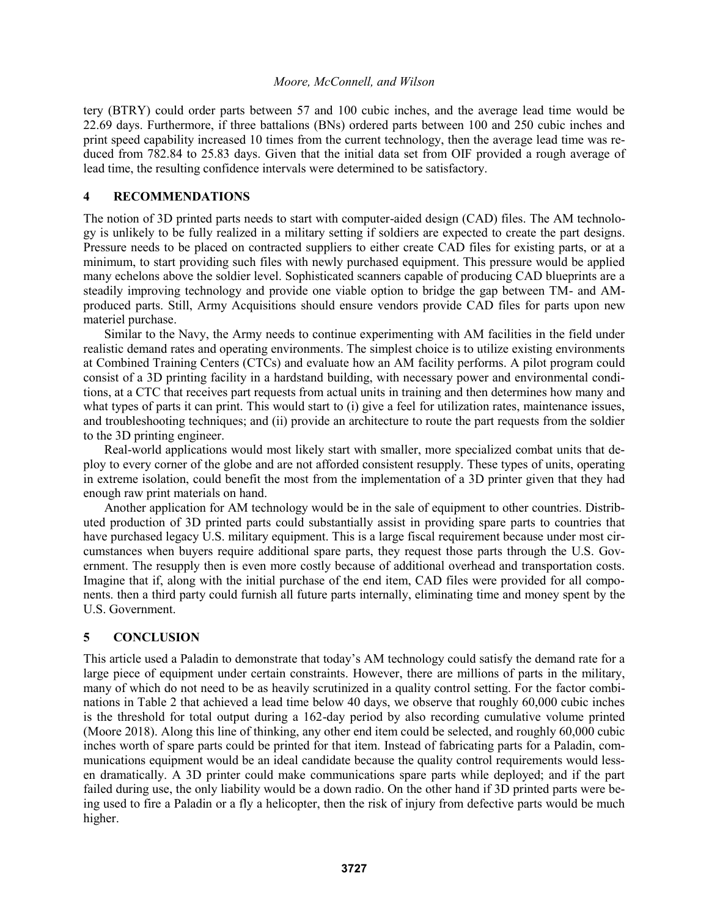tery (BTRY) could order parts between 57 and 100 cubic inches, and the average lead time would be 22.69 days. Furthermore, if three battalions (BNs) ordered parts between 100 and 250 cubic inches and print speed capability increased 10 times from the current technology, then the average lead time was reduced from 782.84 to 25.83 days. Given that the initial data set from OIF provided a rough average of lead time, the resulting confidence intervals were determined to be satisfactory.

## 4 RECOMMENDATIONS

The notion of 3D printed parts needs to start with computer-aided design (CAD) files. The AM technology is unlikely to be fully realized in a military setting if soldiers are expected to create the part designs. Pressure needs to be placed on contracted suppliers to either create CAD files for existing parts, or at a minimum, to start providing such files with newly purchased equipment. This pressure would be applied many echelons above the soldier level. Sophisticated scanners capable of producing CAD blueprints are a steadily improving technology and provide one viable option to bridge the gap between TM- and AM-produced parts. Still, Army Acquisitions should ensure vendors provide CAD files for parts upon new materiel purchase.

Similar to the Navy, the Army needs to continue experimenting with AM facilities in the field under realistic demand rates and operating environments. The simplest choice is to utilize existing environments at Combined Training Centers (CTCs) and evaluate how an AM facility performs. A pilot program could consist of a 3D printing facility in a hardstand building, with necessary power and environmental conditions, at a CTC that receives part requests from actual units in training and then determines how many and what types of parts it can print. This would start to (i) give a feel for utilization rates, maintenance issues, and troubleshooting techniques; and (ii) provide an architecture to route the part requests from the soldier to the 3D printing engineer.

Real-world applications would most likely start with smaller, more specialized combat units that deploy to every corner of the globe and are not afforded consistent resupply. These types of units, operating in extreme isolation, could benefit the most from the implementation of a 3D printer given that they had enough raw print materials on hand.

Another application for AM technology would be in the sale of equipment to other countries. Distributed production of 3D printed parts could substantially assist in providing spare parts to countries that have purchased legacy U.S. military equipment. This is a large fiscal requirement because under most circumstances when buyers require additional spare parts, they request those parts through the U.S. Government. The resupply then is even more costly because of additional overhead and transportation costs. Imagine that if, along with the initial purchase of the end item, CAD files were provided for all components. then a third party could furnish all future parts internally, eliminating time and money spent by the U.S. Government.

## 5 CONCLUSION

This article used a Paladin to demonstrate that today's AM technology could satisfy the demand rate for a large piece of equipment under certain constraints. However, there are millions of parts in the military, many of which do not need to be as heavily scrutinized in a quality control setting. For the factor combinations in Table 2 that achieved a lead time below 40 days, we observe that roughly 60,000 cubic inches is the threshold for total output during a 162-day period by also recording cumulative volume printed (Moore 2018). Along this line of thinking, any other end item could be selected, and roughly 60,000 cubic inches worth of spare parts could be printed for that item. Instead of fabricating parts for a Paladin, communications equipment would be an ideal candidate because the quality control requirements would lessen dramatically. A 3D printer could make communications spare parts while deployed; and if the part failed during use, the only liability would be a down radio. On the other hand if 3D printed parts were being used to fire a Paladin or a fly a helicopter, then the risk of injury from defective parts would be much higher.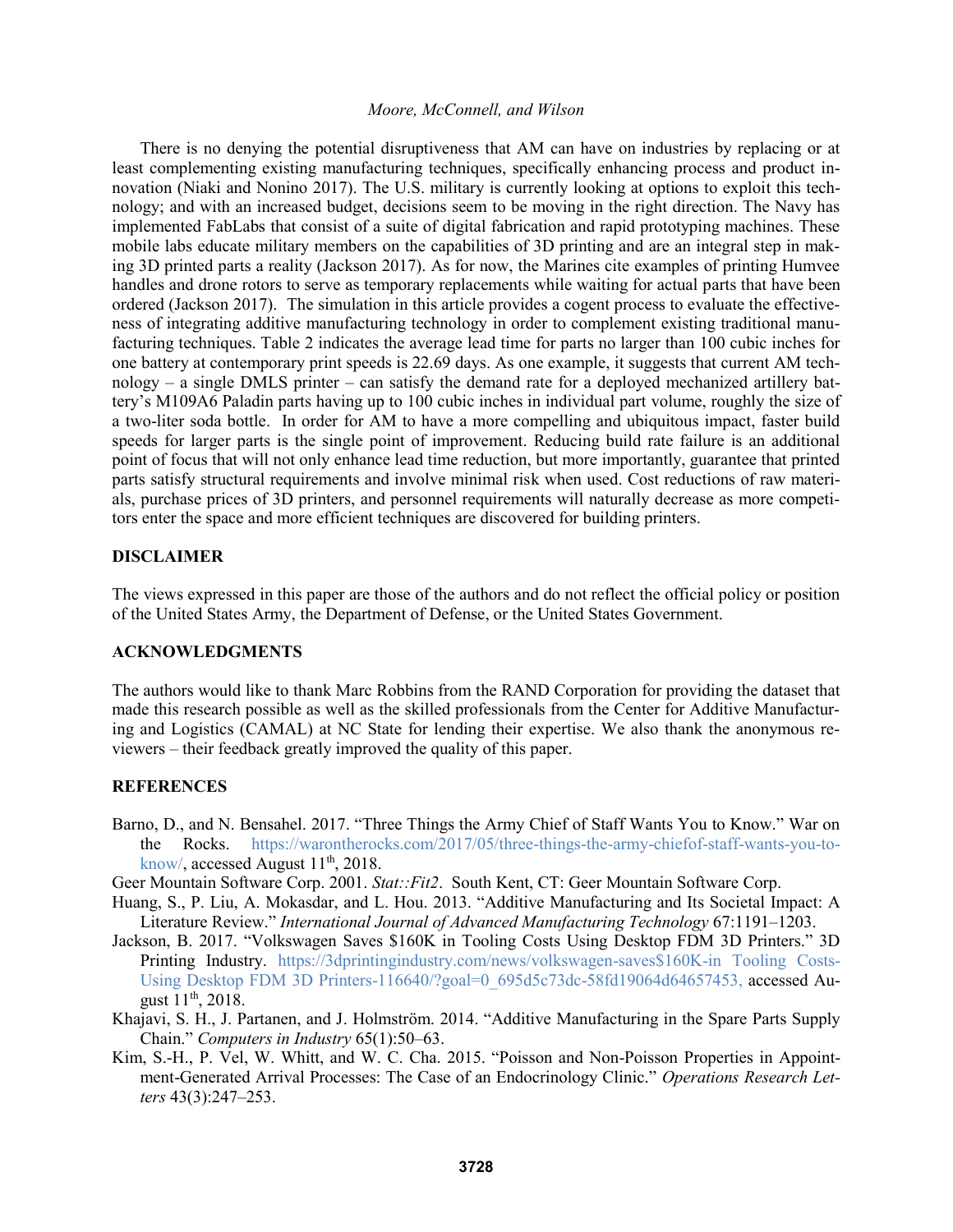There is no denying the potential disruptiveness that AM can have on industries by replacing or at least complementing existing manufacturing techniques, specifically enhancing process and product innovation (Niaki and Nonino 2017). The U.S. military is currently looking at options to exploit this technology; and with an increased budget, decisions seem to be moving in the right direction. The Navy has implemented FabLabs that consist of a suite of digital fabrication and rapid prototyping machines. These mobile labs educate military members on the capabilities of 3D printing and are an integral step in making 3D printed parts a reality (Jackson 2017). As for now, the Marines cite examples of printing Humvee handles and drone rotors to serve as temporary replacements while waiting for actual parts that have been ordered (Jackson 2017). The simulation in this article provides a cogent process to evaluate the effectiveness of integrating additive manufacturing technology in order to complement existing traditional manufacturing techniques. Table 2 indicates the average lead time for parts no larger than 100 cubic inches for one battery at contemporary print speeds is 22.69 days. As one example, it suggests that current AM technology – a single DMLS printer – can satisfy the demand rate for a deployed mechanized artillery battery's M109A6 Paladin parts having up to 100 cubic inches in individual part volume, roughly the size of a two-liter soda bottle. In order for AM to have a more compelling and ubiquitous impact, faster build speeds for larger parts is the single point of improvement. Reducing build rate failure is an additional point of focus that will not only enhance lead time reduction, but more importantly, guarantee that printed parts satisfy structural requirements and involve minimal risk when used. Cost reductions of raw materials, purchase prices of 3D printers, and personnel requirements will naturally decrease as more competitors enter the space and more efficient techniques are discovered for building printers.

## DISCLAIMER

The views expressed in this paper are those of the authors and do not reflect the official policy or position of the United States Army, the Department of Defense, or the United States Government.

## ACKNOWLEDGMENTS

The authors would like to thank Marc Robbins from the RAND Corporation for providing the dataset that made this research possible as well as the skilled professionals from the Center for Additive Manufacturing and Logistics (CAMAL) at NC State for lending their expertise. We also thank the anonymous reviewers – their feedback greatly improved the quality of this paper.

## REFERENCES

Barno, D., and N. Bensahel. 2017. "Three Things the Army Chief of Staff Wants You to Know." War on the Rocks. https://warontherocks.com/2017/05/three-things-the-army-chiefof-staff-wants-you-to-know/, accessed August 11th, 2018.

Geer Mountain Software Corp. 2001. *Stat::Fit2*. South Kent, CT: Geer Mountain Software Corp.

Huang, S., P. Liu, A. Mokasdar, and L. Hou. 2013. "Additive Manufacturing and Its Societal Impact: A Literature Review." *International Journal of Advanced Manufacturing Technology* 67:1191–1203.

Jackson, B. 2017. "Volkswagen Saves $160K in Tooling Costs Using Desktop FDM 3D Printers." 3D Printing Industry. https://3dprintingindustry.com/news/volkswagen-saves$160K-in Tooling Costs-Using Desktop FDM 3D Printers-116640/?goal=0_695d5c73dc-58fd19064d64657453, accessed August 11th, 2018.

Khajavi, S. H., J. Partanen, and J. Holmström. 2014. "Additive Manufacturing in the Spare Parts Supply Chain." *Computers in Industry* 65(1):50–63.

Kim, S.-H., P. Vel, W. Whitt, and W. C. Cha. 2015. "Poisson and Non-Poisson Properties in Appointment-Generated Arrival Processes: The Case of an Endocrinology Clinic." *Operations Research Letters* 43(3):247–253.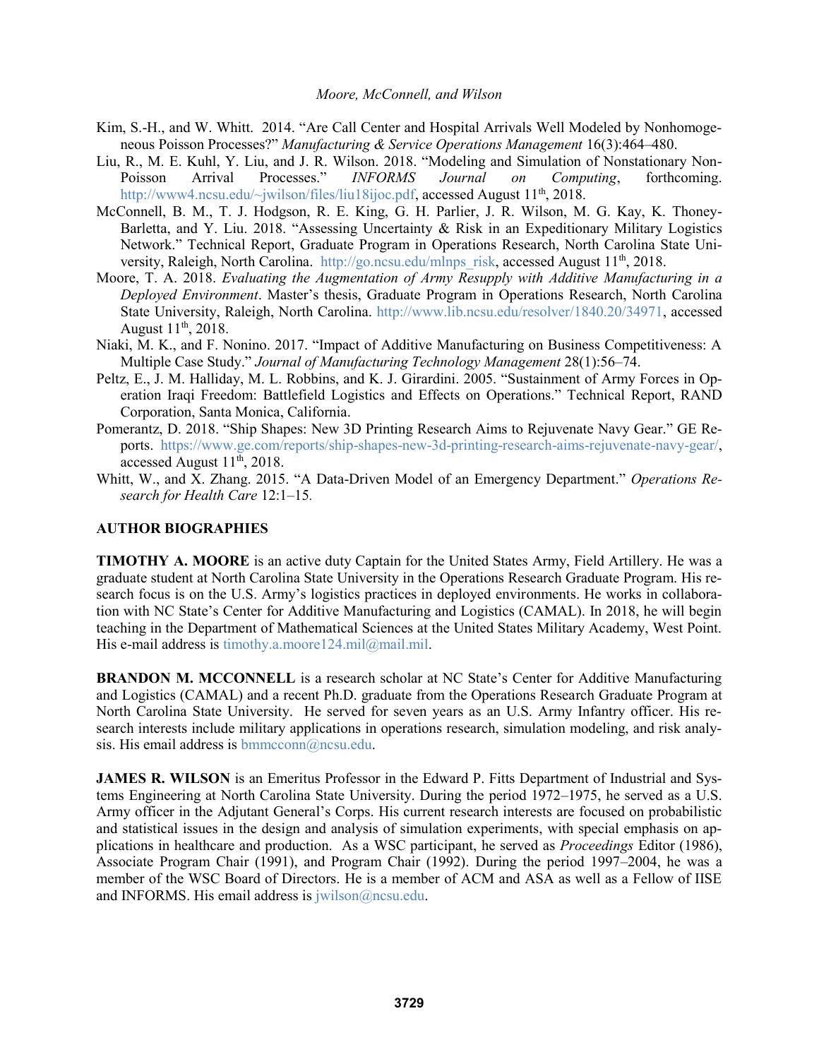Kim, S.-H., and W. Whitt. 2014. "Are Call Center and Hospital Arrivals Well Modeled by Nonhomogeneous Poisson Processes?" *Manufacturing & Service Operations Management* 16(3):464–480.

Liu, R., M. E. Kuhl, Y. Liu, and J. R. Wilson. 2018. "Modeling and Simulation of Nonstationary Non-Poisson Arrival Processes." *INFORMS Journal on Computing*, forthcoming. http://www4.ncsu.edu/~jwilson/files/liu18ijoc.pdf, accessed August 11th, 2018.

McConnell, B. M., T. J. Hodgson, R. E. King, G. H. Parlier, J. R. Wilson, M. G. Kay, K. Thoney-Barletta, and Y. Liu. 2018. "Assessing Uncertainty & Risk in an Expeditionary Military Logistics Network." Technical Report, Graduate Program in Operations Research, North Carolina State University, Raleigh, North Carolina. http://go.ncsu.edu/mlnps_risk, accessed August 11th, 2018.

Moore, T. A. 2018. *Evaluating the Augmentation of Army Resupply with Additive Manufacturing in a Deployed Environment*. Master's thesis, Graduate Program in Operations Research, North Carolina State University, Raleigh, North Carolina. http://www.lib.ncsu.edu/resolver/1840.20/34971, accessed August 11th, 2018.

Niaki, M. K., and F. Nonino. 2017. "Impact of Additive Manufacturing on Business Competitiveness: A Multiple Case Study." *Journal of Manufacturing Technology Management* 28(1):56–74.

Peltz, E., J. M. Halliday, M. L. Robbins, and K. J. Girardini. 2005. "Sustainment of Army Forces in Operation Iraqi Freedom: Battlefield Logistics and Effects on Operations." Technical Report, RAND Corporation, Santa Monica, California.

Pomerantz, D. 2018. "Ship Shapes: New 3D Printing Research Aims to Rejuvenate Navy Gear." GE Reports. https://www.ge.com/reports/ship-shapes-new-3d-printing-research-aims-rejuvenate-navy-gear/, accessed August 11th, 2018.

Whitt, W., and X. Zhang. 2015. "A Data-Driven Model of an Emergency Department." *Operations Research for Health Care* 12:1–15.

## AUTHOR BIOGRAPHIES

**TIMOTHY A. MOORE** is an active duty Captain for the United States Army, Field Artillery. He was a graduate student at North Carolina State University in the Operations Research Graduate Program. His research focus is on the U.S. Army's logistics practices in deployed environments. He works in collaboration with NC State's Center for Additive Manufacturing and Logistics (CAMAL). In 2018, he will begin teaching in the Department of Mathematical Sciences at the United States Military Academy, West Point. His e-mail address is timothy.a.moore124.mil@mail.mil.

**BRANDON M. MCCONNELL** is a research scholar at NC State's Center for Additive Manufacturing and Logistics (CAMAL) and a recent Ph.D. graduate from the Operations Research Graduate Program at North Carolina State University. He served for seven years as an U.S. Army Infantry officer. His research interests include military applications in operations research, simulation modeling, and risk analysis. His email address is bmmcconn@ncsu.edu.

**JAMES R. WILSON** is an Emeritus Professor in the Edward P. Fitts Department of Industrial and Systems Engineering at North Carolina State University. During the period 1972–1975, he served as a U.S. Army officer in the Adjutant General's Corps. His current research interests are focused on probabilistic and statistical issues in the design and analysis of simulation experiments, with special emphasis on applications in healthcare and production. As a WSC participant, he served as *Proceedings* Editor (1986), Associate Program Chair (1991), and Program Chair (1992). During the period 1997–2004, he was a member of the WSC Board of Directors. He is a member of ACM and ASA as well as a Fellow of IISE and INFORMS. His email address is jwilson@ncsu.edu.